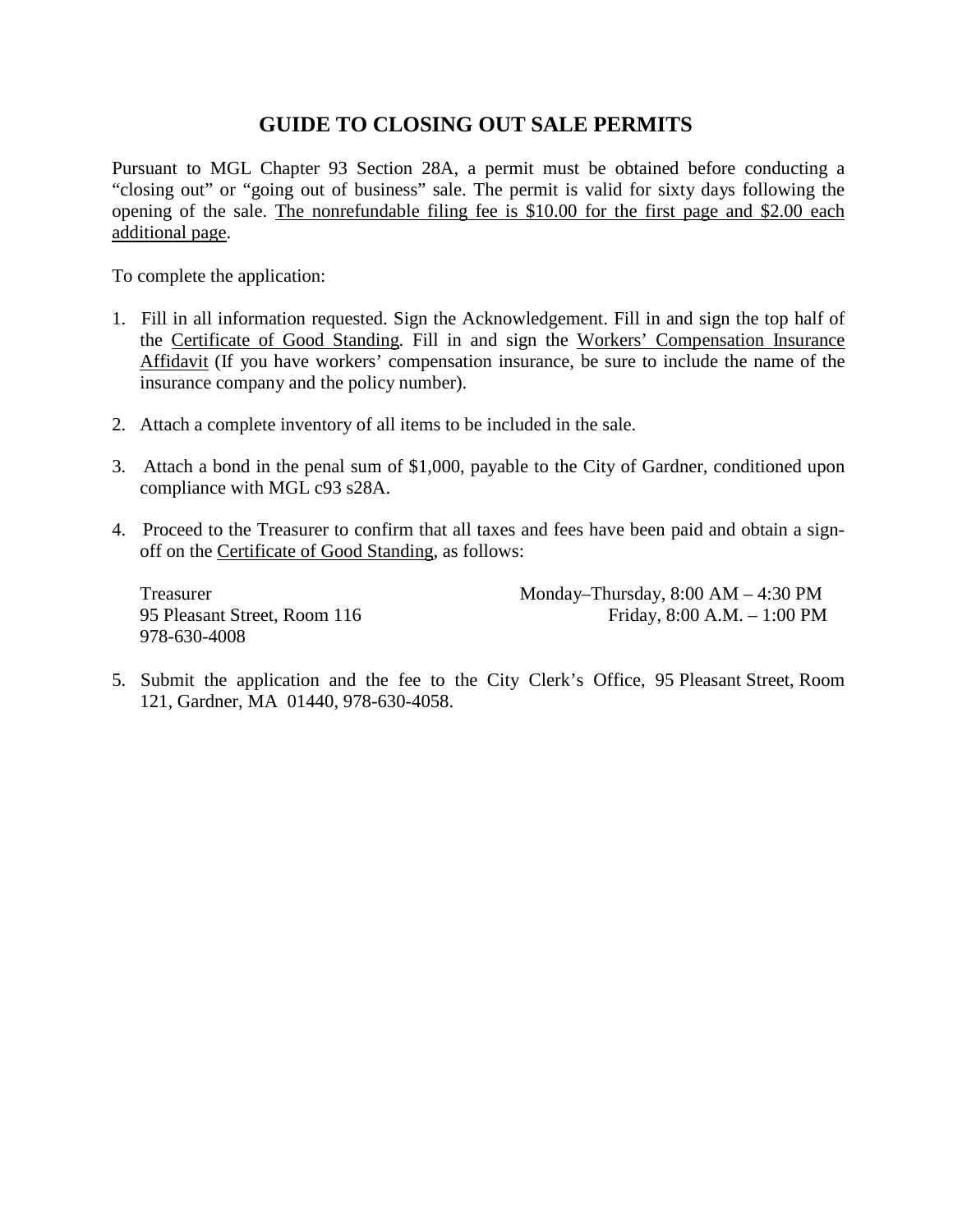# GUIDE TO CLOSING OUT SALE PERMITS

Pursuant to MGL Chapter 93 Section 28A, a permit must be obtained before conducting a "closing out" or "going out of business" sale. The permit is valid for sixty days following the opening of the sale. <u>The nonrefundable filing fee is $10.00 for the first page and $2.00 each additional page</u>.

To complete the application:

1. Fill in all information requested. Sign the Acknowledgement. Fill in and sign the top half of the <u>Certificate of Good Standing</u>. Fill in and sign the <u>Workers' Compensation Insurance Affidavit</u> (If you have workers' compensation insurance, be sure to include the name of the insurance company and the policy number).

2. Attach a complete inventory of all items to be included in the sale.

3. Attach a bond in the penal sum of $1,000, payable to the City of Gardner, conditioned upon compliance with MGL c93 s28A.

4. Proceed to the Treasurer to confirm that all taxes and fees have been paid and obtain a sign-off on the <u>Certificate of Good Standing</u>, as follows:

   Treasurer — Monday–Thursday, 8:00 AM – 4:30 PM
   95 Pleasant Street, Room 116 — Friday, 8:00 A.M. – 1:00 PM
   978-630-4008

5. Submit the application and the fee to the City Clerk's Office, 95 Pleasant Street, Room 121, Gardner, MA 01440, 978-630-4058.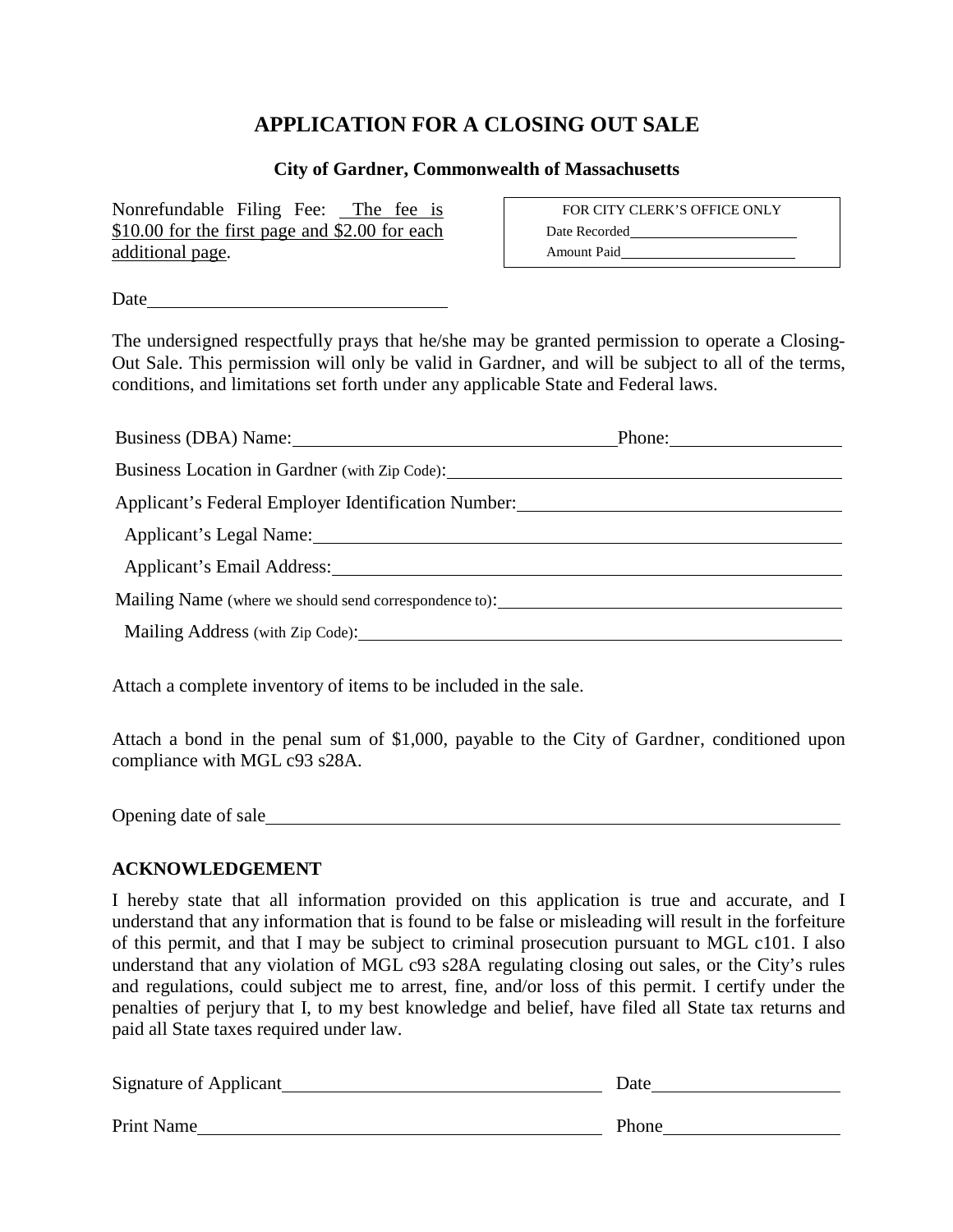# APPLICATION FOR A CLOSING OUT SALE

**City of Gardner, Commonwealth of Massachusetts**

Nonrefundable Filing Fee: The fee is $10.00 for the first page and $2.00 for each additional page.

| FOR CITY CLERK'S OFFICE ONLY |
|---|
| Date Recorded______________ |
| Amount Paid______________ |

Date______________________

The undersigned respectfully prays that he/she may be granted permission to operate a Closing-Out Sale. This permission will only be valid in Gardner, and will be subject to all of the terms, conditions, and limitations set forth under any applicable State and Federal laws.

Business (DBA) Name:______________________ Phone:______________

Business Location in Gardner (with Zip Code):______________________

Applicant's Federal Employer Identification Number:______________________

Applicant's Legal Name:______________________

Applicant's Email Address:______________________

Mailing Name (where we should send correspondence to):______________________

Mailing Address (with Zip Code):______________________

Attach a complete inventory of items to be included in the sale.

Attach a bond in the penal sum of $1,000, payable to the City of Gardner, conditioned upon compliance with MGL c93 s28A.

Opening date of sale______________________

**ACKNOWLEDGEMENT**

I hereby state that all information provided on this application is true and accurate, and I understand that any information that is found to be false or misleading will result in the forfeiture of this permit, and that I may be subject to criminal prosecution pursuant to MGL c101. I also understand that any violation of MGL c93 s28A regulating closing out sales, or the City's rules and regulations, could subject me to arrest, fine, and/or loss of this permit. I certify under the penalties of perjury that I, to my best knowledge and belief, have filed all State tax returns and paid all State taxes required under law.

Signature of Applicant______________________ Date______________

Print Name______________________ Phone______________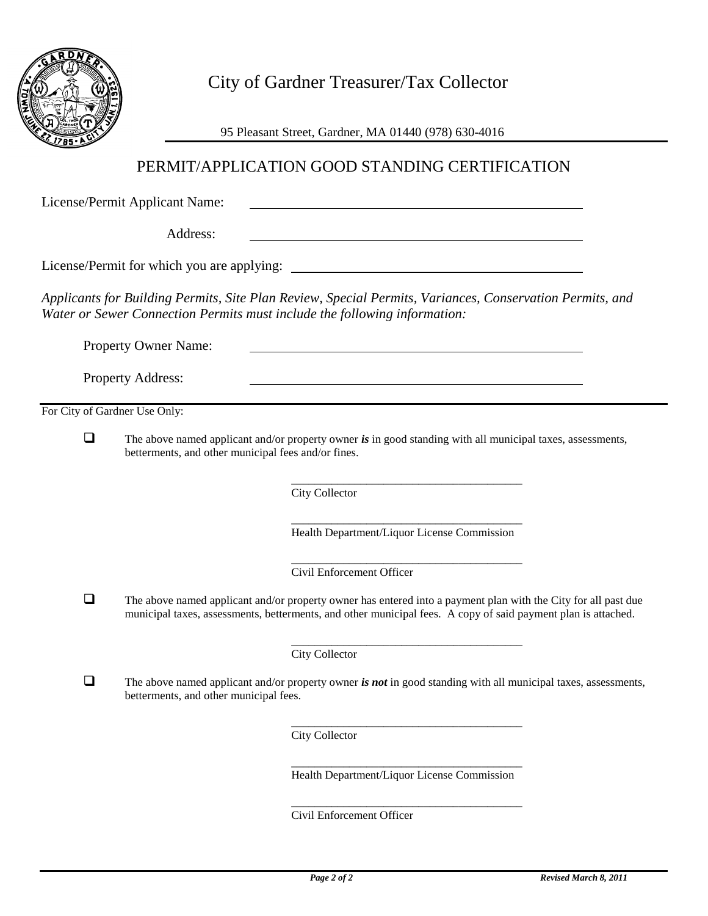# City of Gardner Treasurer/Tax Collector

95 Pleasant Street, Gardner, MA 01440 (978) 630-4016

## PERMIT/APPLICATION GOOD STANDING CERTIFICATION

License/Permit Applicant Name: ______________________________

Address: ______________________________

License/Permit for which you are applying: ______________________________

*Applicants for Building Permits, Site Plan Review, Special Permits, Variances, Conservation Permits, and Water or Sewer Connection Permits must include the following information:*

Property Owner Name: ______________________________

Property Address: ______________________________

---

For City of Gardner Use Only:

- ☐ The above named applicant and/or property owner ***is*** in good standing with all municipal taxes, assessments, betterments, and other municipal fees and/or fines.

  ______________________________
  City Collector

  ______________________________
  Health Department/Liquor License Commission

  ______________________________
  Civil Enforcement Officer

- ☐ The above named applicant and/or property owner has entered into a payment plan with the City for all past due municipal taxes, assessments, betterments, and other municipal fees. A copy of said payment plan is attached.

  ______________________________
  City Collector

- ☐ The above named applicant and/or property owner ***is not*** in good standing with all municipal taxes, assessments, betterments, and other municipal fees.

  ______________________________
  City Collector

  ______________________________
  Health Department/Liquor License Commission

  ______________________________
  Civil Enforcement Officer

*Revised March 8, 2011*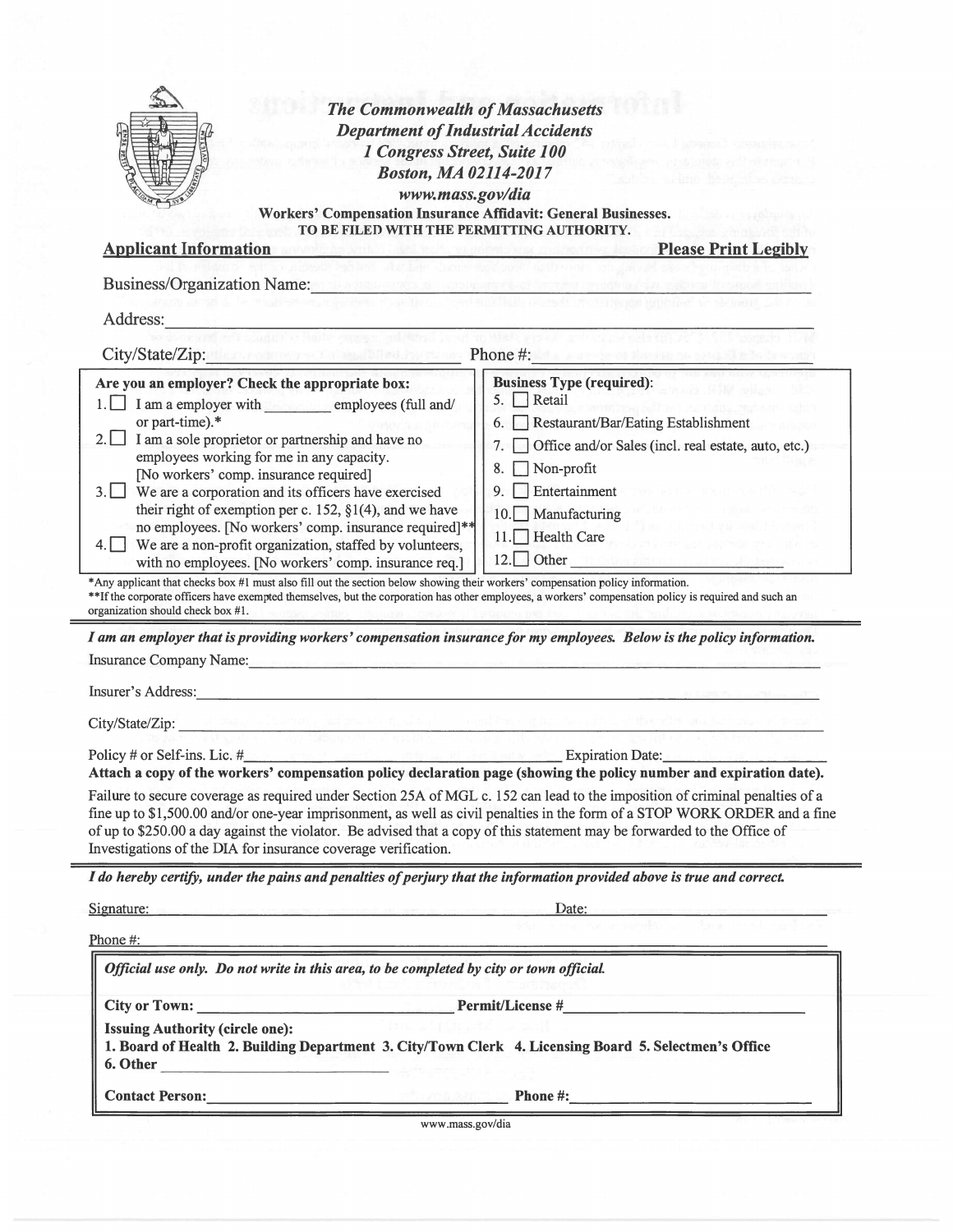**The Commonwealth of Massachusetts**
**Department of Industrial Accidents**
**1 Congress Street, Suite 100**
**Boston, MA 02114-2017**
**www.mass.gov/dia**

**Workers' Compensation Insurance Affidavit: General Businesses.**
**TO BE FILED WITH THE PERMITTING AUTHORITY.**

**Applicant Information** **Please Print Legibly**

Business/Organization Name: ______________________________

Address: ______________________________

City/State/Zip: ______________________ Phone #: ______________________

| Are you an employer? Check the appropriate box: | Business Type (required): |
|---|---|
| 1. ☐ I am a employer with ________ employees (full and/ or part-time).* | 5. ☐ Retail |
| 2. ☐ I am a sole proprietor or partnership and have no employees working for me in any capacity. [No workers' comp. insurance required] | 6. ☐ Restaurant/Bar/Eating Establishment |
| | 7. ☐ Office and/or Sales (incl. real estate, auto, etc.) |
| 3. ☐ We are a corporation and its officers have exercised their right of exemption per c. 152, §1(4), and we have no employees. [No workers' comp. insurance required]** | 8. ☐ Non-profit |
| | 9. ☐ Entertainment |
| | 10. ☐ Manufacturing |
| 4. ☐ We are a non-profit organization, staffed by volunteers, with no employees. [No workers' comp. insurance req.] | 11. ☐ Health Care |
| | 12. ☐ Other ________________ |

*Any applicant that checks box #1 must also fill out the section below showing their workers' compensation policy information.

**If the corporate officers have exempted themselves, but the corporation has other employees, a workers' compensation policy is required and such an organization should check box #1.

***I am an employer that is providing workers' compensation insurance for my employees. Below is the policy information.***

Insurance Company Name: ______________________________

Insurer's Address: ______________________________

City/State/Zip: ______________________________

Policy # or Self-ins. Lic. # ______________________ Expiration Date: ____________

**Attach a copy of the workers' compensation policy declaration page (showing the policy number and expiration date).**

Failure to secure coverage as required under Section 25A of MGL c. 152 can lead to the imposition of criminal penalties of a fine up to $1,500.00 and/or one-year imprisonment, as well as civil penalties in the form of a STOP WORK ORDER and a fine of up to $250.00 a day against the violator. Be advised that a copy of this statement may be forwarded to the Office of Investigations of the DIA for insurance coverage verification.

***I do hereby certify, under the pains and penalties of perjury that the information provided above is true and correct.***

Signature: ______________________________ Date: ____________

Phone #: ______________________________

***Official use only. Do not write in this area, to be completed by city or town official.***

**City or Town:** ______________________ **Permit/License #** ______________________

**Issuing Authority (circle one):**
**1. Board of Health 2. Building Department 3. City/Town Clerk 4. Licensing Board 5. Selectmen's Office 6. Other** ______________________

**Contact Person:** ______________________ **Phone #:** ______________________

www.mass.gov/dia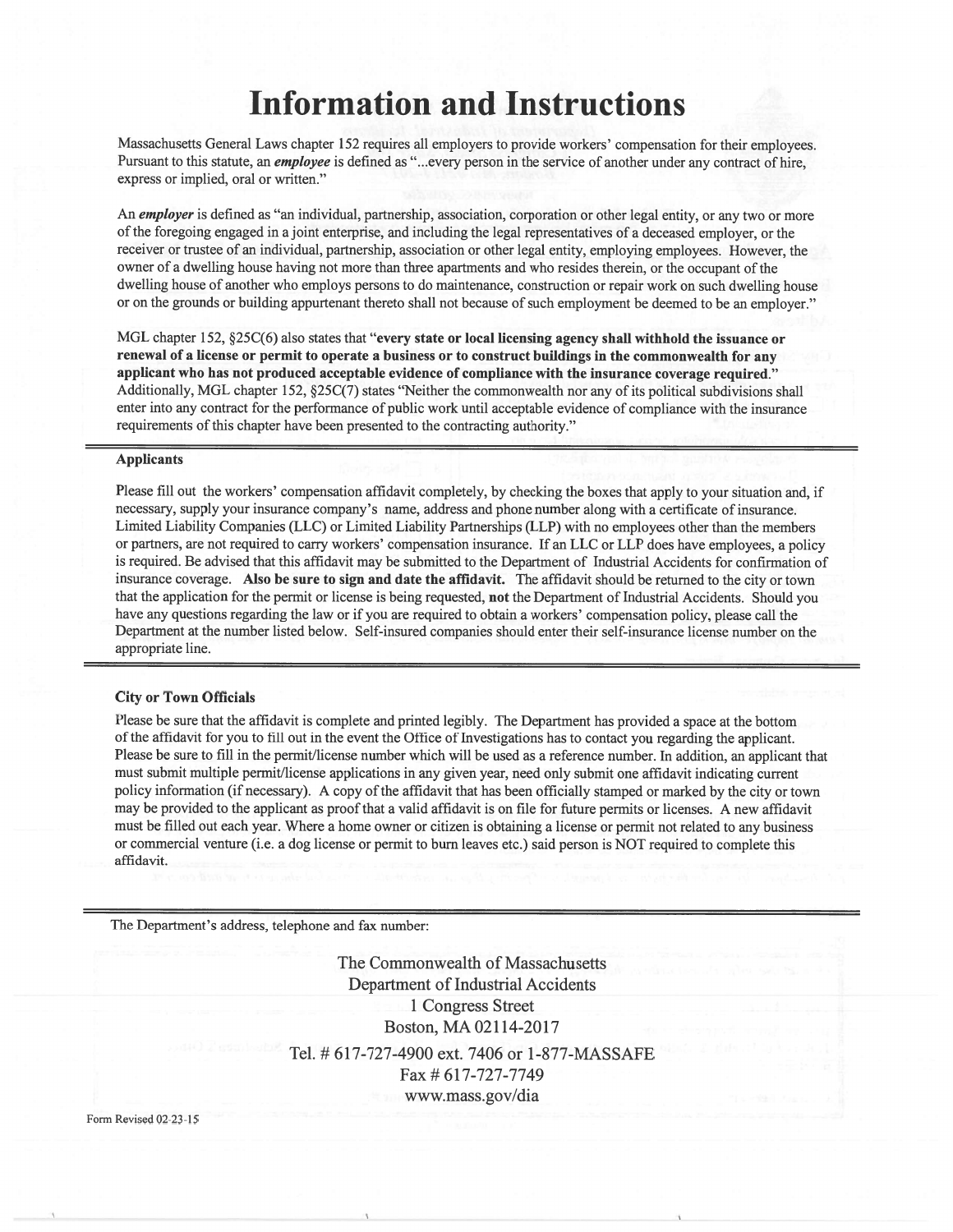# Information and Instructions

Massachusetts General Laws chapter 152 requires all employers to provide workers' compensation for their employees. Pursuant to this statute, an ***employee*** is defined as "...every person in the service of another under any contract of hire, express or implied, oral or written."

An ***employer*** is defined as "an individual, partnership, association, corporation or other legal entity, or any two or more of the foregoing engaged in a joint enterprise, and including the legal representatives of a deceased employer, or the receiver or trustee of an individual, partnership, association or other legal entity, employing employees. However, the owner of a dwelling house having not more than three apartments and who resides therein, or the occupant of the dwelling house of another who employs persons to do maintenance, construction or repair work on such dwelling house or on the grounds or building appurtenant thereto shall not because of such employment be deemed to be an employer."

MGL chapter 152, §25C(6) also states that "**every state or local licensing agency shall withhold the issuance or renewal of a license or permit to operate a business or to construct buildings in the commonwealth for any applicant who has not produced acceptable evidence of compliance with the insurance coverage required.**" Additionally, MGL chapter 152, §25C(7) states "Neither the commonwealth nor any of its political subdivisions shall enter into any contract for the performance of public work until acceptable evidence of compliance with the insurance requirements of this chapter have been presented to the contracting authority."

### Applicants

Please fill out the workers' compensation affidavit completely, by checking the boxes that apply to your situation and, if necessary, supply your insurance company's name, address and phone number along with a certificate of insurance. Limited Liability Companies (LLC) or Limited Liability Partnerships (LLP) with no employees other than the members or partners, are not required to carry workers' compensation insurance. If an LLC or LLP does have employees, a policy is required. Be advised that this affidavit may be submitted to the Department of Industrial Accidents for confirmation of insurance coverage. **Also be sure to sign and date the affidavit.** The affidavit should be returned to the city or town that the application for the permit or license is being requested, **not** the Department of Industrial Accidents. Should you have any questions regarding the law or if you are required to obtain a workers' compensation policy, please call the Department at the number listed below. Self-insured companies should enter their self-insurance license number on the appropriate line.

### City or Town Officials

Please be sure that the affidavit is complete and printed legibly. The Department has provided a space at the bottom of the affidavit for you to fill out in the event the Office of Investigations has to contact you regarding the applicant. Please be sure to fill in the permit/license number which will be used as a reference number. In addition, an applicant that must submit multiple permit/license applications in any given year, need only submit one affidavit indicating current policy information (if necessary). A copy of the affidavit that has been officially stamped or marked by the city or town may be provided to the applicant as proof that a valid affidavit is on file for future permits or licenses. A new affidavit must be filled out each year. Where a home owner or citizen is obtaining a license or permit not related to any business or commercial venture (i.e. a dog license or permit to burn leaves etc.) said person is NOT required to complete this affidavit.

The Department's address, telephone and fax number:

The Commonwealth of Massachusetts
Department of Industrial Accidents
1 Congress Street
Boston, MA 02114-2017
Tel. # 617-727-4900 ext. 7406 or 1-877-MASSAFE
Fax # 617-727-7749
www.mass.gov/dia

Form Revised 02-23-15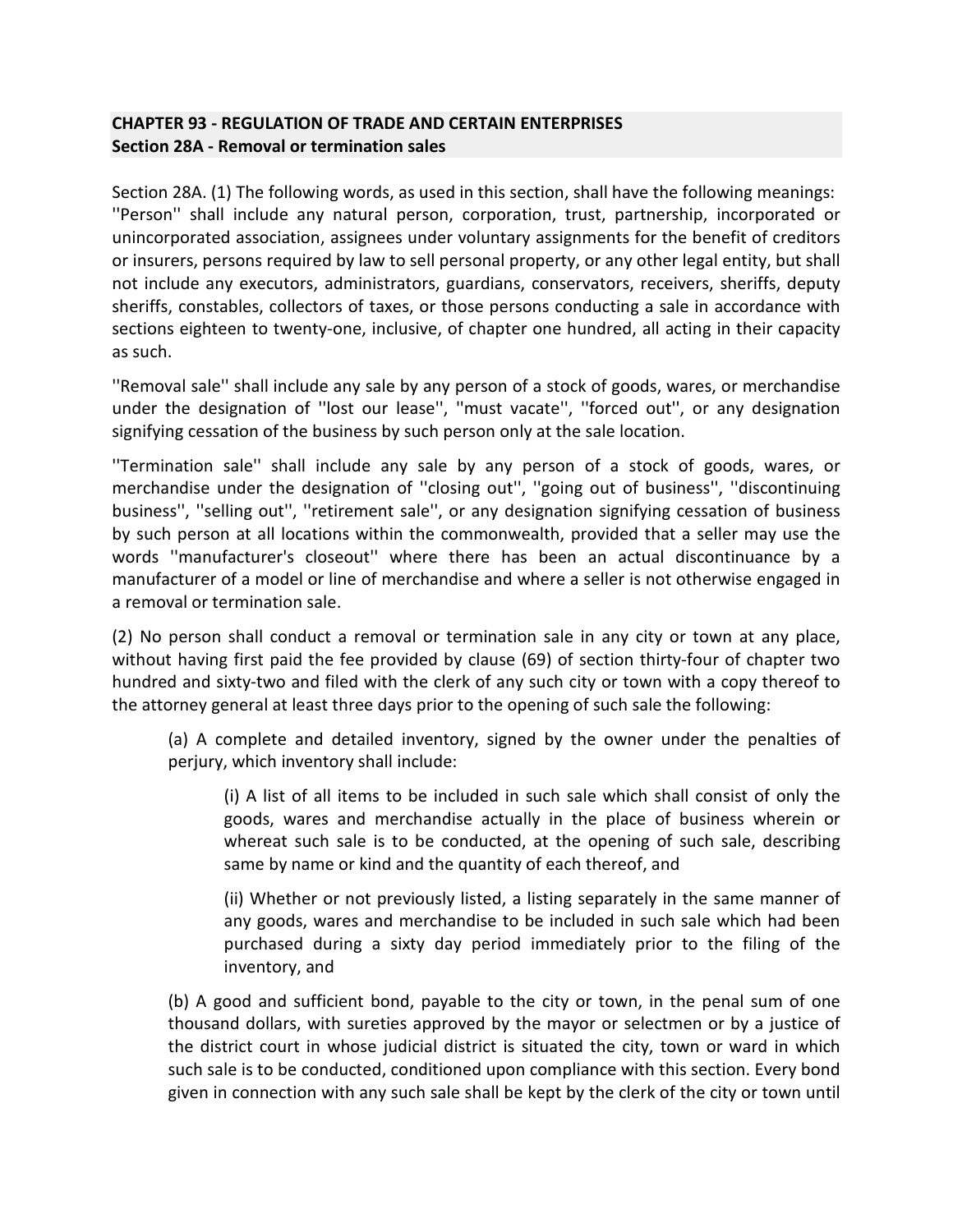**CHAPTER 93 - REGULATION OF TRADE AND CERTAIN ENTERPRISES**
**Section 28A - Removal or termination sales**

Section 28A. (1) The following words, as used in this section, shall have the following meanings: ''Person'' shall include any natural person, corporation, trust, partnership, incorporated or unincorporated association, assignees under voluntary assignments for the benefit of creditors or insurers, persons required by law to sell personal property, or any other legal entity, but shall not include any executors, administrators, guardians, conservators, receivers, sheriffs, deputy sheriffs, constables, collectors of taxes, or those persons conducting a sale in accordance with sections eighteen to twenty-one, inclusive, of chapter one hundred, all acting in their capacity as such.

''Removal sale'' shall include any sale by any person of a stock of goods, wares, or merchandise under the designation of ''lost our lease'', ''must vacate'', ''forced out'', or any designation signifying cessation of the business by such person only at the sale location.

''Termination sale'' shall include any sale by any person of a stock of goods, wares, or merchandise under the designation of ''closing out'', ''going out of business'', ''discontinuing business'', ''selling out'', ''retirement sale'', or any designation signifying cessation of business by such person at all locations within the commonwealth, provided that a seller may use the words ''manufacturer's closeout'' where there has been an actual discontinuance by a manufacturer of a model or line of merchandise and where a seller is not otherwise engaged in a removal or termination sale.

(2) No person shall conduct a removal or termination sale in any city or town at any place, without having first paid the fee provided by clause (69) of section thirty-four of chapter two hundred and sixty-two and filed with the clerk of any such city or town with a copy thereof to the attorney general at least three days prior to the opening of such sale the following:

> (a) A complete and detailed inventory, signed by the owner under the penalties of perjury, which inventory shall include:
>
> > (i) A list of all items to be included in such sale which shall consist of only the goods, wares and merchandise actually in the place of business wherein or whereat such sale is to be conducted, at the opening of such sale, describing same by name or kind and the quantity of each thereof, and
> >
> > (ii) Whether or not previously listed, a listing separately in the same manner of any goods, wares and merchandise to be included in such sale which had been purchased during a sixty day period immediately prior to the filing of the inventory, and
>
> (b) A good and sufficient bond, payable to the city or town, in the penal sum of one thousand dollars, with sureties approved by the mayor or selectmen or by a justice of the district court in whose judicial district is situated the city, town or ward in which such sale is to be conducted, conditioned upon compliance with this section. Every bond given in connection with any such sale shall be kept by the clerk of the city or town until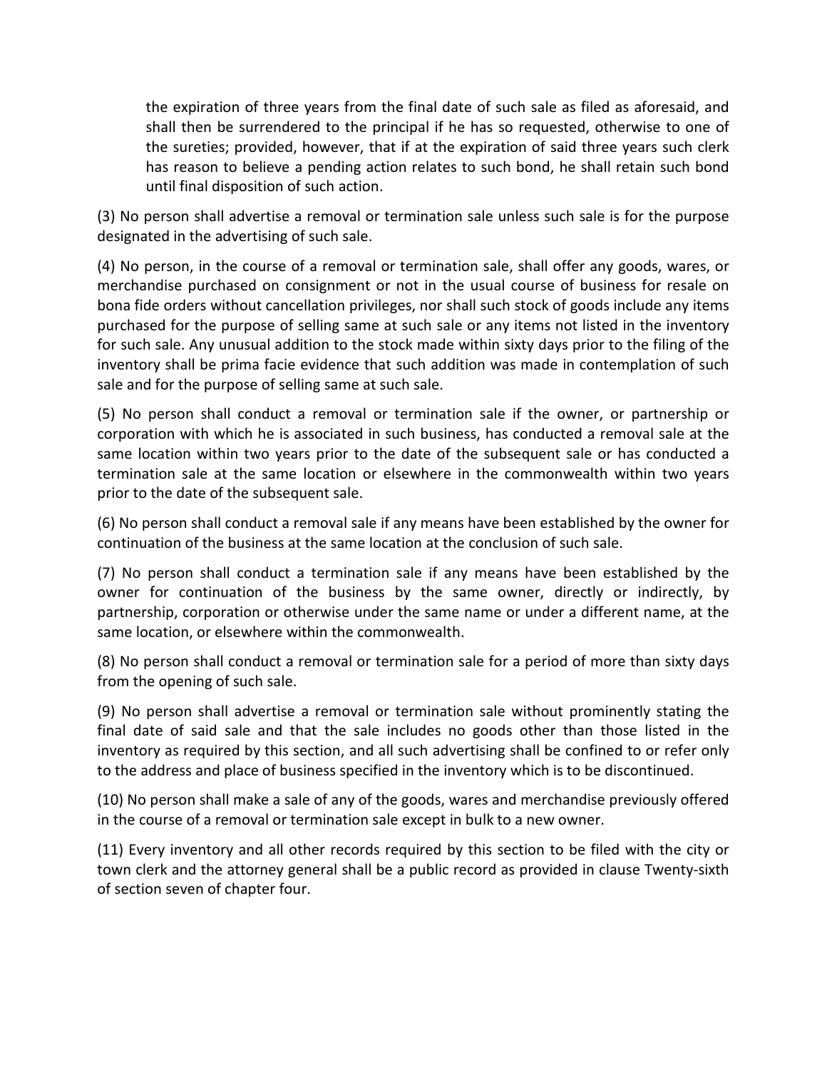the expiration of three years from the final date of such sale as filed as aforesaid, and shall then be surrendered to the principal if he has so requested, otherwise to one of the sureties; provided, however, that if at the expiration of said three years such clerk has reason to believe a pending action relates to such bond, he shall retain such bond until final disposition of such action.

(3) No person shall advertise a removal or termination sale unless such sale is for the purpose designated in the advertising of such sale.

(4) No person, in the course of a removal or termination sale, shall offer any goods, wares, or merchandise purchased on consignment or not in the usual course of business for resale on bona fide orders without cancellation privileges, nor shall such stock of goods include any items purchased for the purpose of selling same at such sale or any items not listed in the inventory for such sale. Any unusual addition to the stock made within sixty days prior to the filing of the inventory shall be prima facie evidence that such addition was made in contemplation of such sale and for the purpose of selling same at such sale.

(5) No person shall conduct a removal or termination sale if the owner, or partnership or corporation with which he is associated in such business, has conducted a removal sale at the same location within two years prior to the date of the subsequent sale or has conducted a termination sale at the same location or elsewhere in the commonwealth within two years prior to the date of the subsequent sale.

(6) No person shall conduct a removal sale if any means have been established by the owner for continuation of the business at the same location at the conclusion of such sale.

(7) No person shall conduct a termination sale if any means have been established by the owner for continuation of the business by the same owner, directly or indirectly, by partnership, corporation or otherwise under the same name or under a different name, at the same location, or elsewhere within the commonwealth.

(8) No person shall conduct a removal or termination sale for a period of more than sixty days from the opening of such sale.

(9) No person shall advertise a removal or termination sale without prominently stating the final date of said sale and that the sale includes no goods other than those listed in the inventory as required by this section, and all such advertising shall be confined to or refer only to the address and place of business specified in the inventory which is to be discontinued.

(10) No person shall make a sale of any of the goods, wares and merchandise previously offered in the course of a removal or termination sale except in bulk to a new owner.

(11) Every inventory and all other records required by this section to be filed with the city or town clerk and the attorney general shall be a public record as provided in clause Twenty-sixth of section seven of chapter four.